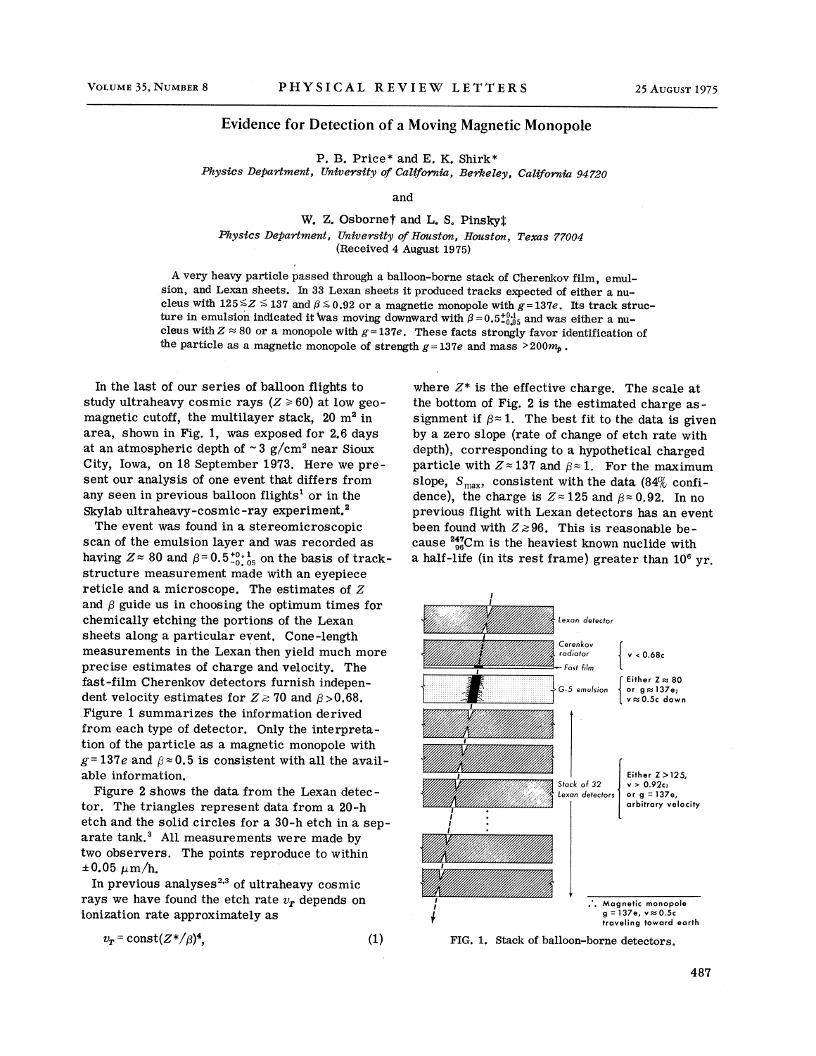# Evidence for Detection of a Moving Magnetic Monopole

P. B. Price* and E. K. Shirk*
*Physics Department, University of California, Berkeley, California 94720*

and

W. Z. Osborne† and L. S. Pinsky‡
*Physics Department, University of Houston, Houston, Texas 77004*
(Received 4 August 1975)

A very heavy particle passed through a balloon-borne stack of Cherenkov film, emulsion, and Lexan sheets. In 33 Lexan sheets it produced tracks expected of either a nucleus with $125 \lesssim Z \lesssim 137$ and $\beta \lesssim 0.92$ or a magnetic monopole with $g = 137e$. Its track structure in emulsion indicated it was moving downward with $\beta = 0.5^{+0.1}_{-0.05}$ and was either a nucleus with $Z \approx 80$ or a monopole with $g = 137e$. These facts strongly favor identification of the particle as a magnetic monopole of strength $g = 137e$ and mass $> 200 m_p$.

In the last of our series of balloon flights to study ultraheavy cosmic rays ($Z \geq 60$) at low geomagnetic cutoff, the multilayer stack, 20 m$^2$ in area, shown in Fig. 1, was exposed for 2.6 days at an atmospheric depth of $\sim 3$ g/cm$^2$ near Sioux City, Iowa, on 18 September 1973. Here we present our analysis of one event that differs from any seen in previous balloon flights[1] or in the Skylab ultraheavy-cosmic-ray experiment.[2]

The event was found in a stereomicroscopic scan of the emulsion layer and was recorded as having $Z \approx 80$ and $\beta = 0.5^{+0.1}_{-0.05}$ on the basis of track-structure measurement made with an eyepiece reticle and a microscope. The estimates of $Z$ and $\beta$ guide us in choosing the optimum times for chemically etching the portions of the Lexan sheets along a particular event. Cone-length measurements in the Lexan then yield much more precise estimates of charge and velocity. The fast-film Cherenkov detectors furnish independent velocity estimates for $Z \gtrsim 70$ and $\beta > 0.68$. Figure 1 summarizes the information derived from each type of detector. Only the interpretation of the particle as a magnetic monopole with $g = 137e$ and $\beta \approx 0.5$ is consistent with all the available information.

Figure 2 shows the data from the Lexan detector. The triangles represent data from a 20-h etch and the solid circles for a 30-h etch in a separate tank.[3] All measurements were made by two observers. The points reproduce to within $\pm 0.05$ $\mu$m/h.

In previous analyses[2,3] of ultraheavy cosmic rays we have found the etch rate $v_T$ depends on ionization rate approximately as

$$v_T = \text{const}(Z^*/\beta)^4, \tag{1}$$

where $Z^*$ is the effective charge. The scale at the bottom of Fig. 2 is the estimated charge assignment if $\beta \approx 1$. The best fit to the data is given by a zero slope (rate of change of etch rate with depth), corresponding to a hypothetical charged particle with $Z \approx 137$ and $\beta \approx 1$. For the maximum slope, $S_{\max}$, consistent with the data (84% confidence), the charge is $Z \approx 125$ and $\beta \approx 0.92$. In no previous flight with Lexan detectors has an event been found with $Z \gtrsim 96$. This is reasonable because $^{247}_{96}$Cm is the heaviest known nuclide with a half-life (in its rest frame) greater than $10^6$ yr.

Lexan detector

Cerenkov radiator

Fast film

$v < 0.68c$

G-5 emulsion

Either $Z \approx 80$ or $g \approx 137e$; $v \approx 0.5c$ down

Stack of 32 Lexan detectors

Either $Z > 125$, $v > 0.92c$; or $g = 137e$, arbitrary velocity

∴ Magnetic monopole $g = 137e$, $v \approx 0.5c$ traveling toward earth

FIG. 1. Stack of balloon-borne detectors.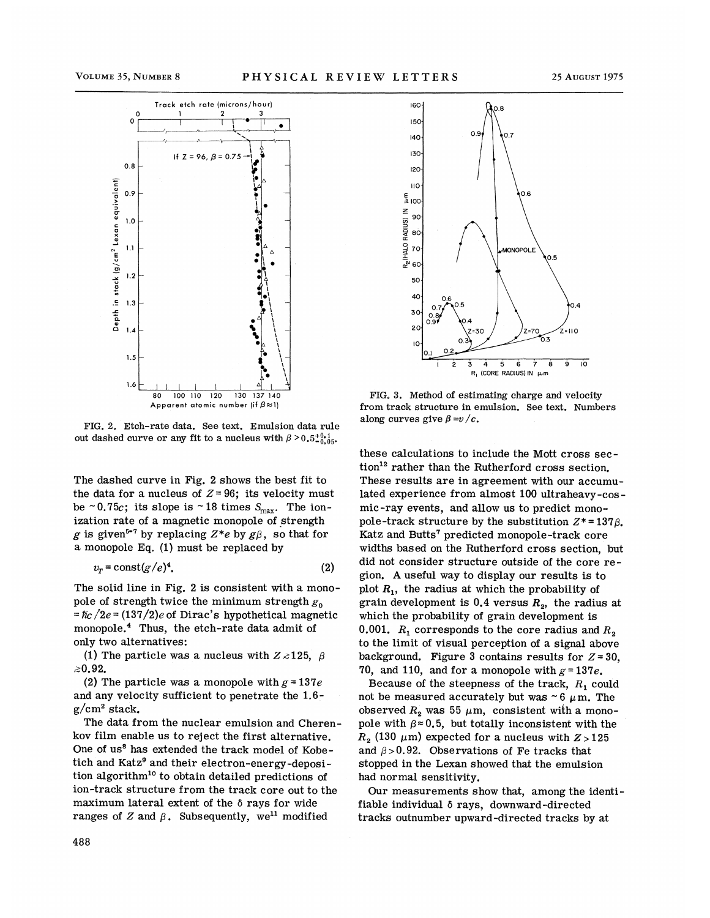Track etch rate (microns/hour)

0 1 2 3

0

If $Z = 96$, $\beta = 0.75$

0.8

0.9

1.0

1.1

1.2

1.3

1.4

1.5

1.6

Depth in stack (g/cm² Lexan equivalent)

80 100 110 120 130 137 140

Apparent atomic number (if $\beta \approx 1$)

FIG. 2. Etch-rate data. See text. Emulsion data rule out dashed curve or any fit to a nucleus with $\beta > 0.5^{+0.1}_{-0.05}$.

The dashed curve in Fig. 2 shows the best fit to the data for a nucleus of $Z = 96$; its velocity must be $\sim 0.75c$; its slope is $\sim 18$ times $S_{max}$. The ionization rate of a magnetic monopole of strength $g$ is given[5-7] by replacing $Z^*e$ by $g\beta$, so that for a monopole Eq. (1) must be replaced by

$$v_T = \text{const}(g/e)^4. \tag{2}$$

The solid line in Fig. 2 is consistent with a monopole of strength twice the minimum strength $g_0 = \hbar c/2e = (137/2)e$ of Dirac's hypothetical magnetic monopole.[4] Thus, the etch-rate data admit of only two alternatives:

(1) The particle was a nucleus with $Z \gtrsim 125$, $\beta \gtrsim 0.92$.

(2) The particle was a monopole with $g = 137e$ and any velocity sufficient to penetrate the 1.6-g/cm² stack.

The data from the nuclear emulsion and Cherenkov film enable us to reject the first alternative. One of us[8] has extended the track model of Kobetich and Katz[9] and their electron-energy-deposition algorithm[10] to obtain detailed predictions of ion-track structure from the track core out to the maximum lateral extent of the δ rays for wide ranges of $Z$ and $\beta$. Subsequently, we[11] modified

160

150

140

130

120

110

100

90

80

70

60

50

40

30

20

10

$R_2$ (HALO RADIUS) IN μm

0.8 0.9 0.7 0.6 MONOPOLE 0.5 0.4 0.3 0.6 0.7 0.5 0.8 0.9 0.4 0.3 0.1 0.2 Z=30 Z=70 Z=110

1 2 3 4 5 6 7 8 9 10

$R_1$ (CORE RADIUS) IN μm

FIG. 3. Method of estimating charge and velocity from track structure in emulsion. See text. Numbers along curves give $\beta = v/c$.

these calculations to include the Mott cross section[12] rather than the Rutherford cross section. These results are in agreement with our accumulated experience from almost 100 ultraheavy-cosmic-ray events, and allow us to predict monopole-track structure by the substitution $Z^* = 137\beta$. Katz and Butts[7] predicted monopole-track core widths based on the Rutherford cross section, but did not consider structure outside of the core region. A useful way to display our results is to plot $R_1$, the radius at which the probability of grain development is 0.4 versus $R_2$, the radius at which the probability of grain development is 0.001. $R_1$ corresponds to the core radius and $R_2$ to the limit of visual perception of a signal above background. Figure 3 contains results for $Z = 30$, 70, and 110, and for a monopole with $g = 137e$.

Because of the steepness of the track, $R_1$ could not be measured accurately but was $\sim 6$ μm. The observed $R_2$ was 55 μm, consistent with a monopole with $\beta \approx 0.5$, but totally inconsistent with the $R_2$ (130 μm) expected for a nucleus with $Z > 125$ and $\beta > 0.92$. Observations of Fe tracks that stopped in the Lexan showed that the emulsion had normal sensitivity.

Our measurements show that, among the identifiable individual δ rays, downward-directed tracks outnumber upward-directed tracks by at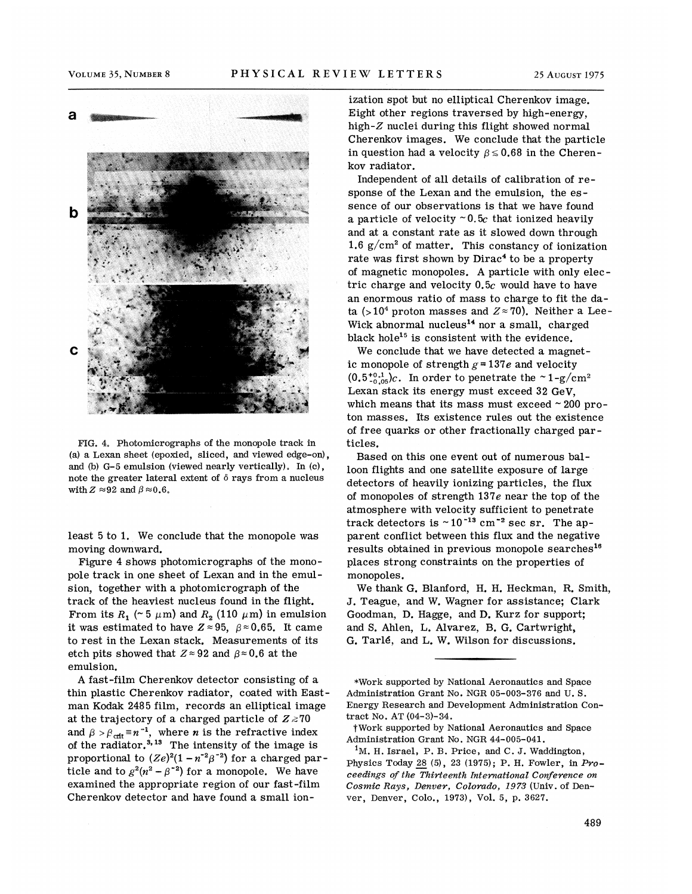FIG. 4. Photomicrographs of the monopole track in (a) a Lexan sheet (epoxied, sliced, and viewed edge-on), and (b) G-5 emulsion (viewed nearly vertically). In (c), note the greater lateral extent of δ rays from a nucleus with $Z \approx 92$ and $\beta \approx 0.6$.

least 5 to 1. We conclude that the monopole was moving downward.

Figure 4 shows photomicrographs of the monopole track in one sheet of Lexan and in the emulsion, together with a photomicrograph of the track of the heaviest nucleus found in the flight. From its $R_1$ ($\sim 5$ μm) and $R_2$ (110 μm) in emulsion it was estimated to have $Z \approx 95$, $\beta \approx 0.65$. It came to rest in the Lexan stack. Measurements of its etch pits showed that $Z \approx 92$ and $\beta \approx 0.6$ at the emulsion.

A fast-film Cherenkov detector consisting of a thin plastic Cherenkov radiator, coated with Eastman Kodak 2485 film, records an elliptical image at the trajectory of a charged particle of $Z \gtrsim 70$ and $\beta > \beta_{crit} \equiv n^{-1}$, where $n$ is the refractive index of the radiator.[3,13] The intensity of the image is proportional to $(Ze)^2(1 - n^{-2}\beta^{-2})$ for a charged particle and to $g^2(n^2 - \beta^{-2})$ for a monopole. We have examined the appropriate region of our fast-film Cherenkov detector and have found a small ionization spot but no elliptical Cherenkov image. Eight other regions traversed by high-energy, high-$Z$ nuclei during this flight showed normal Cherenkov images. We conclude that the particle in question had a velocity $\beta \lesssim 0.68$ in the Cherenkov radiator.

Independent of all details of calibration of response of the Lexan and the emulsion, the essence of our observations is that we have found a particle of velocity $\sim 0.5c$ that ionized heavily and at a constant rate as it slowed down through 1.6 g/cm$^2$ of matter. This constancy of ionization rate was first shown by Dirac[4] to be a property of magnetic monopoles. A particle with only electric charge and velocity $0.5c$ would have to have an enormous ratio of mass to charge to fit the data ($>10^4$ proton masses and $Z \approx 70$). Neither a Lee-Wick abnormal nucleus[14] nor a small, charged black hole[15] is consistent with the evidence.

We conclude that we have detected a magnetic monopole of strength $g = 137e$ and velocity $(0.5^{+0.1}_{-0.05})c$. In order to penetrate the $\sim 1$-g/cm$^2$ Lexan stack its energy must exceed 32 GeV, which means that its mass must exceed $\sim 200$ proton masses. Its existence rules out the existence of free quarks or other fractionally charged particles.

Based on this one event out of numerous balloon flights and one satellite exposure of large detectors of heavily ionizing particles, the flux of monopoles of strength $137e$ near the top of the atmosphere with velocity sufficient to penetrate track detectors is $\sim 10^{-13}$ cm$^{-2}$ sec sr. The apparent conflict between this flux and the negative results obtained in previous monopole searches[16] places strong constraints on the properties of monopoles.

We thank G. Blanford, H. H. Heckman, R. Smith, J. Teague, and W. Wagner for assistance; Clark Goodman, D. Hagge, and D. Kurz for support; and S. Ahlen, L. Alvarez, B. G. Cartwright, G. Tarlé, and L. W. Wilson for discussions.

---

*Work supported by National Aeronautics and Space Administration Grant No. NGR 05-003-376 and U. S. Energy Research and Development Administration Contract No. AT (04-3)-34.

†Work supported by National Aeronautics and Space Administration Grant No. NGR 44-005-041.

[1] M. H. Israel, P. B. Price, and C. J. Waddington, Physics Today 28 (5), 23 (1975); P. H. Fowler, in *Proceedings of the Thirteenth International Conference on Cosmic Rays, Denver, Colorado, 1973* (Univ. of Denver, Denver, Colo., 1973), Vol. 5, p. 3627.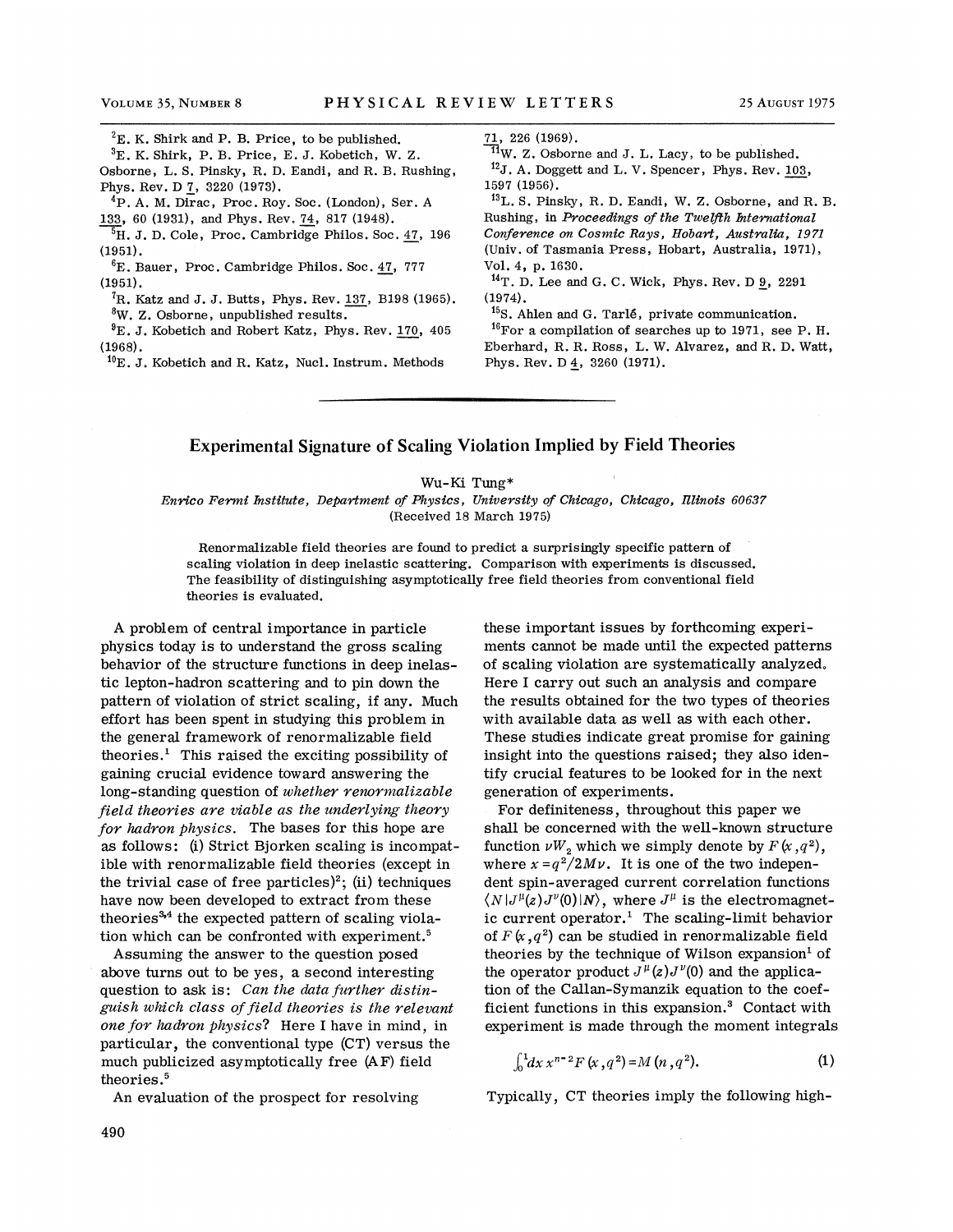[2]E. K. Shirk and P. B. Price, to be published.

[3]E. K. Shirk, P. B. Price, E. J. Kobetich, W. Z. Osborne, L. S. Pinsky, R. D. Eandi, and R. B. Rushing, Phys. Rev. D 7, 3220 (1973).

[4]P. A. M. Dirac, Proc. Roy. Soc. (London), Ser. A 133, 60 (1931), and Phys. Rev. 74, 817 (1948).

[5]H. J. D. Cole, Proc. Cambridge Philos. Soc. 47, 196 (1951).

[6]E. Bauer, Proc. Cambridge Philos. Soc. 47, 777 (1951).

[7]R. Katz and J. J. Butts, Phys. Rev. 137, B198 (1965).

[8]W. Z. Osborne, unpublished results.

[9]E. J. Kobetich and Robert Katz, Phys. Rev. 170, 405 (1968).

[10]E. J. Kobetich and R. Katz, Nucl. Instrum. Methods 71, 226 (1969).

[11]W. Z. Osborne and J. L. Lacy, to be published.

[12]J. A. Doggett and L. V. Spencer, Phys. Rev. 103, 1597 (1956).

[13]L. S. Pinsky, R. D. Eandi, W. Z. Osborne, and R. B. Rushing, in *Proceedings of the Twelfth International Conference on Cosmic Rays, Hobart, Australia, 1971* (Univ. of Tasmania Press, Hobart, Australia, 1971), Vol. 4, p. 1630.

[14]T. D. Lee and G. C. Wick, Phys. Rev. D 9, 2291 (1974).

[15]S. Ahlen and G. Tarlé, private communication.

[16]For a compilation of searches up to 1971, see P. H. Eberhard, R. R. Ross, L. W. Alvarez, and R. D. Watt, Phys. Rev. D 4, 3260 (1971).

---

# Experimental Signature of Scaling Violation Implied by Field Theories

Wu-Ki Tung*

*Enrico Fermi Institute, Department of Physics, University of Chicago, Chicago, Illinois 60637*
(Received 18 March 1975)

Renormalizable field theories are found to predict a surprisingly specific pattern of scaling violation in deep inelastic scattering. Comparison with experiments is discussed. The feasibility of distinguishing asymptotically free field theories from conventional field theories is evaluated.

A problem of central importance in particle physics today is to understand the gross scaling behavior of the structure functions in deep inelastic lepton-hadron scattering and to pin down the pattern of violation of strict scaling, if any. Much effort has been spent in studying this problem in the general framework of renormalizable field theories.[1] This raised the exciting possibility of gaining crucial evidence toward answering the long-standing question of *whether renormalizable field theories are viable as the underlying theory for hadron physics*. The bases for this hope are as follows: (i) Strict Bjorken scaling is incompatible with renormalizable field theories (except in the trivial case of free particles)[2]; (ii) techniques have now been developed to extract from these theories[3,4] the expected pattern of scaling violation which can be confronted with experiment.[5]

Assuming the answer to the question posed above turns out to be yes, a second interesting question to ask is: *Can the data further distinguish which class of field theories is the relevant one for hadron physics*? Here I have in mind, in particular, the conventional type (CT) versus the much publicized asymptotically free (AF) field theories.[5]

An evaluation of the prospect for resolving these important issues by forthcoming experiments cannot be made until the expected patterns of scaling violation are systematically analyzed. Here I carry out such an analysis and compare the results obtained for the two types of theories with available data as well as with each other. These studies indicate great promise for gaining insight into the questions raised; they also identify crucial features to be looked for in the next generation of experiments.

For definiteness, throughout this paper we shall be concerned with the well-known structure function $\nu W_2$ which we simply denote by $F(x, q^2)$, where $x = q^2/2M\nu$. It is one of the two independent spin-averaged current correlation functions $\langle N|J^\mu(z)J^\nu(0)|N\rangle$, where $J^\mu$ is the electromagnetic current operator.[1] The scaling-limit behavior of $F(x, q^2)$ can be studied in renormalizable field theories by the technique of Wilson expansion[1] of the operator product $J^\mu(z)J^\nu(0)$ and the application of the Callan-Symanzik equation to the coefficient functions in this expansion.[3] Contact with experiment is made through the moment integrals

$$\int_0^1 dx\, x^{n-2} F(x, q^2) = M(n, q^2). \tag{1}$$

Typically, CT theories imply the following high-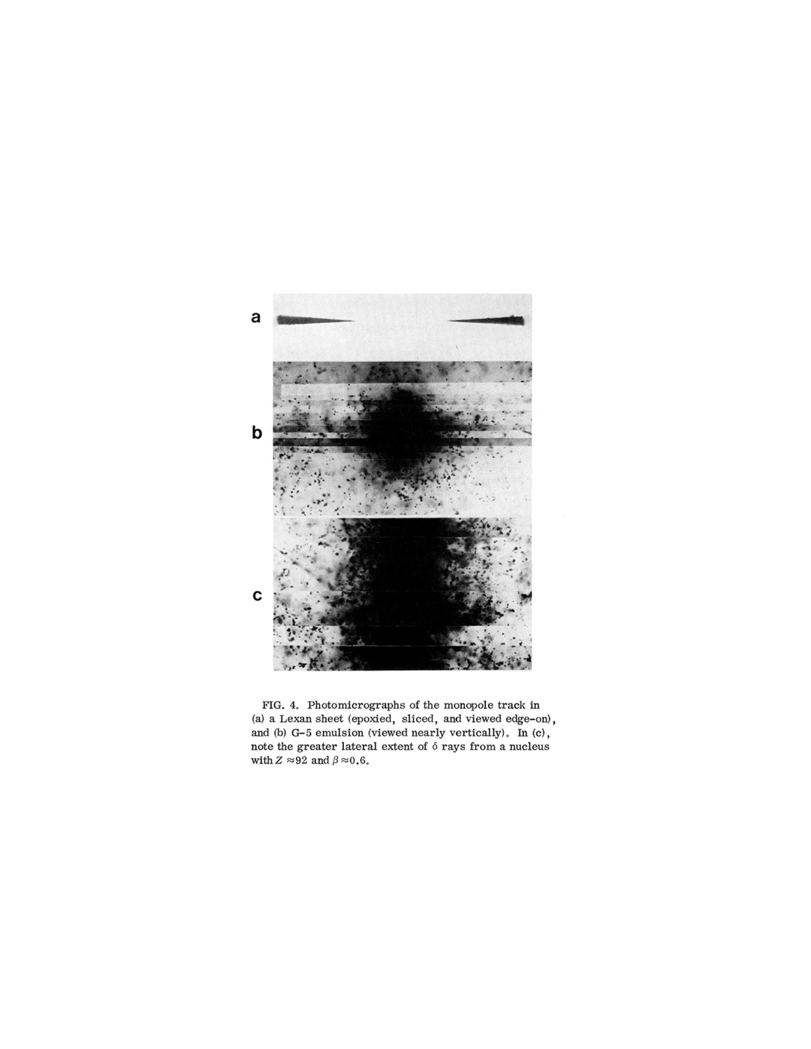a

b

c

FIG. 4. Photomicrographs of the monopole track in (a) a Lexan sheet (epoxied, sliced, and viewed edge-on), and (b) G-5 emulsion (viewed nearly vertically). In (c), note the greater lateral extent of $\delta$ rays from a nucleus with $Z \approx 92$ and $\beta \approx 0.6$.